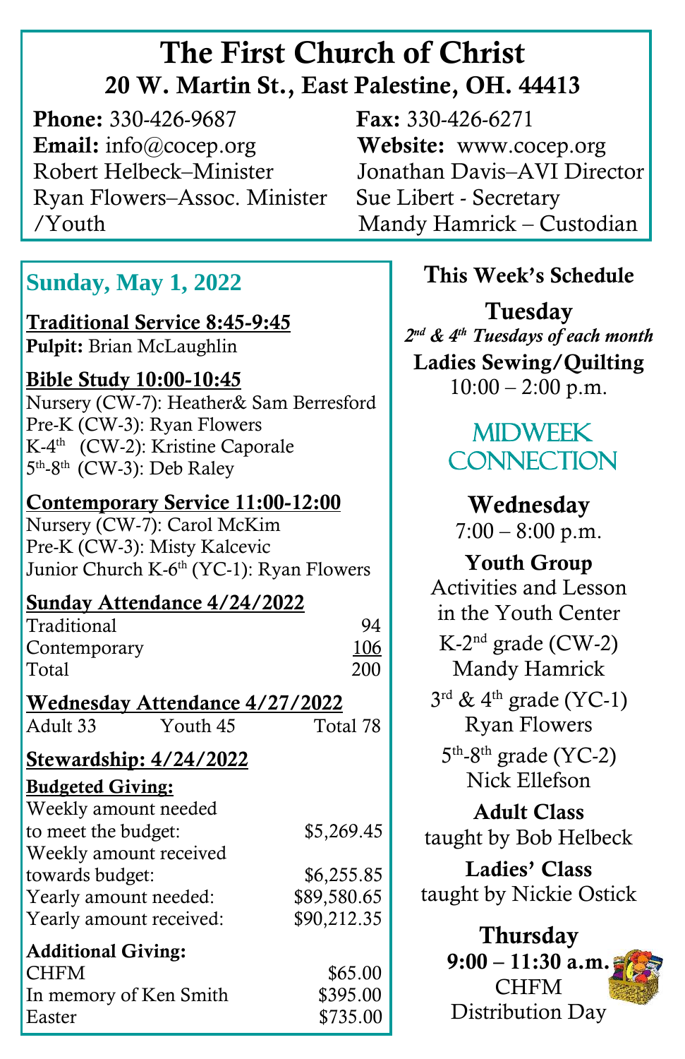# The First Church of Christ

## 20 W. Martin St., East Palestine, OH. 44413

**Phone:** 330-426-9687
**Email:** info@cocep.org
Robert Helbeck–Minister
Ryan Flowers–Assoc. Minister /Youth

**Fax:** 330-426-6271
**Website:** www.cocep.org
Jonathan Davis–AVI Director
Sue Libert - Secretary
Mandy Hamrick – Custodian

## Sunday, May 1, 2022

**Traditional Service 8:45-9:45**
**Pulpit:** Brian McLaughlin

**Bible Study 10:00-10:45**
Nursery (CW-7): Heather& Sam Berresford
Pre-K (CW-3): Ryan Flowers
K-4th (CW-2): Kristine Caporale
5th-8th (CW-3): Deb Raley

**Contemporary Service 11:00-12:00**
Nursery (CW-7): Carol McKim
Pre-K (CW-3): Misty Kalcevic
Junior Church K-6th (YC-1): Ryan Flowers

**Sunday Attendance 4/24/2022**

| | |
|---|---|
| Traditional | 94 |
| Contemporary | 106 |
| Total | 200 |

**Wednesday Attendance 4/27/2022**
Adult 33 Youth 45 Total 78

**Stewardship: 4/24/2022**

**Budgeted Giving:**

| | |
|---|---|
| Weekly amount needed to meet the budget: | $5,269.45 |
| Weekly amount received towards budget: | $6,255.85 |
| Yearly amount needed: | $89,580.65 |
| Yearly amount received: | $90,212.35 |

**Additional Giving:**

| | |
|---|---|
| CHFM | $65.00 |
| In memory of Ken Smith | $395.00 |
| Easter | $735.00 |

## This Week's Schedule

### Tuesday

*2nd & 4th Tuesdays of each month*
**Ladies Sewing/Quilting**
10:00 – 2:00 p.m.

## MIDWEEK CONNECTION

### Wednesday

7:00 – 8:00 p.m.

**Youth Group**
Activities and Lesson in the Youth Center
K-2nd grade (CW-2)
Mandy Hamrick
3rd & 4th grade (YC-1)
Ryan Flowers
5th-8th grade (YC-2)
Nick Ellefson

**Adult Class**
taught by Bob Helbeck

**Ladies' Class**
taught by Nickie Ostick

### Thursday

**9:00 – 11:30 a.m.**
CHFM
Distribution Day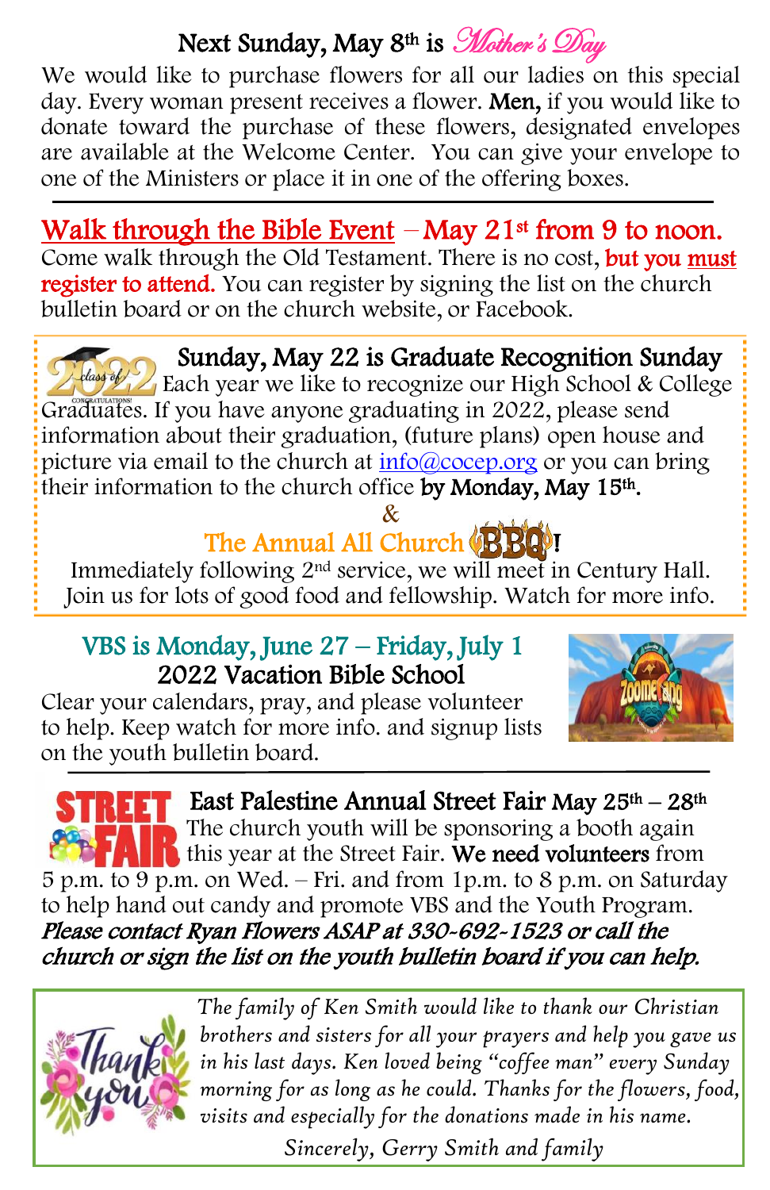## Next Sunday, May 8th is *Mother's Day*

We would like to purchase flowers for all our ladies on this special day. Every woman present receives a flower. **Men,** if you would like to donate toward the purchase of these flowers, designated envelopes are available at the Welcome Center. You can give your envelope to one of the Ministers or place it in one of the offering boxes.

---

## Walk through the Bible Event – May 21st from 9 to noon.

Come walk through the Old Testament. There is no cost, **but you must register to attend.** You can register by signing the list on the church bulletin board or on the church website, or Facebook.

---

## Sunday, May 22 is Graduate Recognition Sunday

Each year we like to recognize our High School & College Graduates. If you have anyone graduating in 2022, please send information about their graduation, (future plans) open house and picture via email to the church at info@cocep.org or you can bring their information to the church office **by Monday, May 15th.**

&

## The Annual All Church BBQ!

Immediately following 2nd service, we will meet in Century Hall. Join us for lots of good food and fellowship. Watch for more info.

---

## VBS is Monday, June 27 – Friday, July 1

### 2022 Vacation Bible School

Clear your calendars, pray, and please volunteer to help. Keep watch for more info. and signup lists on the youth bulletin board.

---

## East Palestine Annual Street Fair May 25th – 28th

The church youth will be sponsoring a booth again this year at the Street Fair. **We need volunteers** from 5 p.m. to 9 p.m. on Wed. – Fri. and from 1p.m. to 8 p.m. on Saturday to help hand out candy and promote VBS and the Youth Program. ***Please contact Ryan Flowers ASAP at 330-692-1523 or call the church or sign the list on the youth bulletin board if you can help.***

---

*The family of Ken Smith would like to thank our Christian brothers and sisters for all your prayers and help you gave us in his last days. Ken loved being "coffee man" every Sunday morning for as long as he could. Thanks for the flowers, food, visits and especially for the donations made in his name.*

*Sincerely, Gerry Smith and family*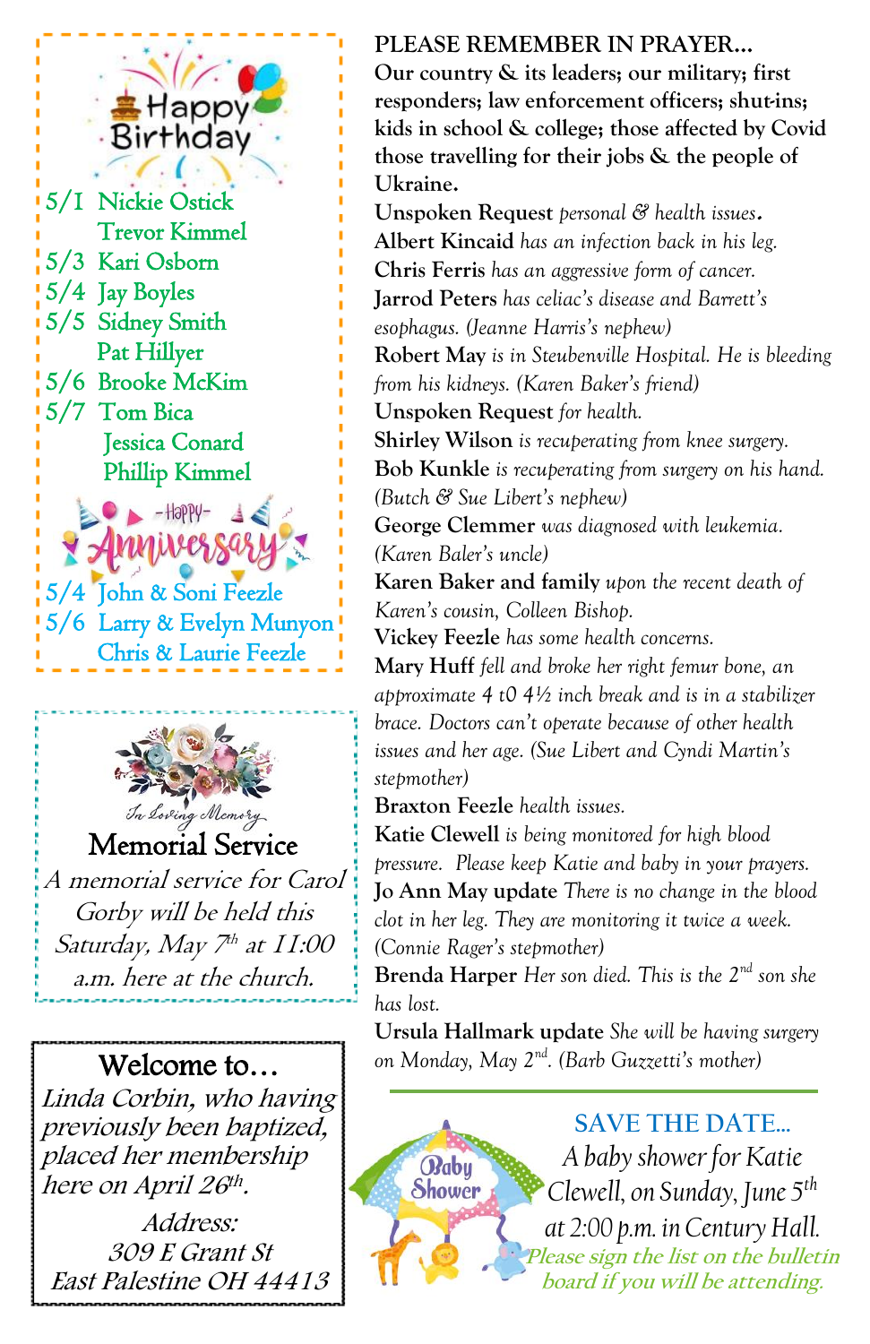## Happy Birthday

5/1 Nickie Ostick
Trevor Kimmel
5/3 Kari Osborn
5/4 Jay Boyles
5/5 Sidney Smith
Pat Hillyer
5/6 Brooke McKim
5/7 Tom Bica
Jessica Conard
Phillip Kimmel

## Happy Anniversary

5/4 John & Soni Feezle
5/6 Larry & Evelyn Munyon
Chris & Laurie Feezle

*In Loving Memory*

## Memorial Service

*A memorial service for Carol Gorby will be held this Saturday, May 7th at 11:00 a.m. here at the church.*

## Welcome to…

*Linda Corbin, who having previously been baptized, placed her membership here on April 26th.*

Address:
309 E Grant St
East Palestine OH 44413

## PLEASE REMEMBER IN PRAYER…

**Our country & its leaders; our military; first responders; law enforcement officers; shut-ins; kids in school & college; those affected by Covid those travelling for their jobs & the people of Ukraine.**

**Unspoken Request** *personal & health issues.*
**Albert Kincaid** *has an infection back in his leg.*
**Chris Ferris** *has an aggressive form of cancer.*
**Jarrod Peters** *has celiac's disease and Barrett's esophagus. (Jeanne Harris's nephew)*
**Robert May** *is in Steubenville Hospital. He is bleeding from his kidneys. (Karen Baker's friend)*
**Unspoken Request** *for health.*
**Shirley Wilson** *is recuperating from knee surgery.*
**Bob Kunkle** *is recuperating from surgery on his hand. (Butch & Sue Libert's nephew)*
**George Clemmer** *was diagnosed with leukemia. (Karen Baler's uncle)*
**Karen Baker and family** *upon the recent death of Karen's cousin, Colleen Bishop.*
**Vickey Feezle** *has some health concerns.*
**Mary Huff** *fell and broke her right femur bone, an approximate 4 t0 4½ inch break and is in a stabilizer brace. Doctors can't operate because of other health issues and her age. (Sue Libert and Cyndi Martin's stepmother)*
**Braxton Feezle** *health issues.*
**Katie Clewell** *is being monitored for high blood pressure. Please keep Katie and baby in your prayers.*
**Jo Ann May update** *There is no change in the blood clot in her leg. They are monitoring it twice a week. (Connie Rager's stepmother)*
**Brenda Harper** *Her son died. This is the 2nd son she has lost.*
**Ursula Hallmark update** *She will be having surgery on Monday, May 2nd. (Barb Guzzetti's mother)*

---

## SAVE THE DATE…

Baby Shower

*A baby shower for Katie Clewell, on Sunday, June 5th at 2:00 p.m. in Century Hall.*

*Please sign the list on the bulletin board if you will be attending.*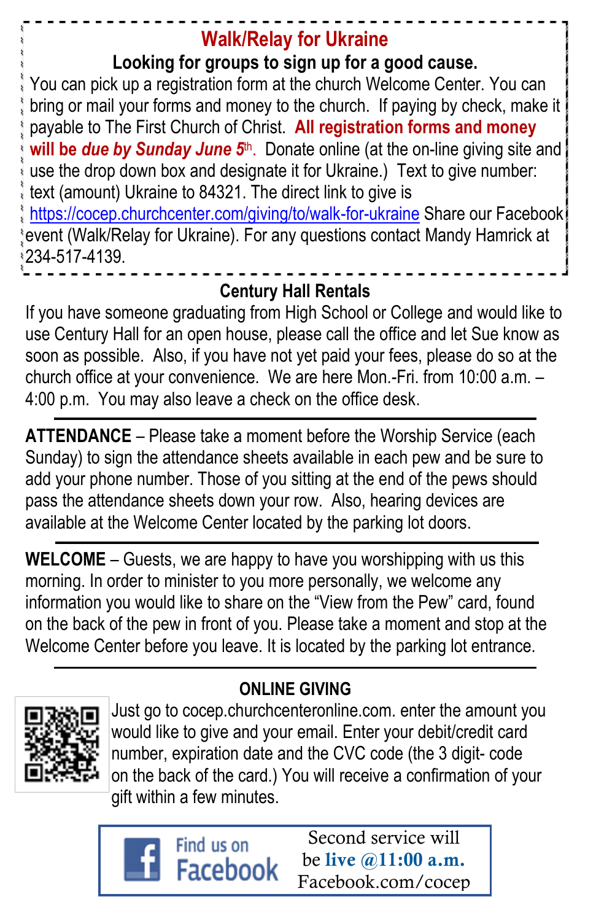## Walk/Relay for Ukraine

**Looking for groups to sign up for a good cause.**

You can pick up a registration form at the church Welcome Center. You can bring or mail your forms and money to the church. If paying by check, make it payable to The First Church of Christ. **All registration forms and money will be *due by Sunday June 5*th.** Donate online (at the on-line giving site and use the drop down box and designate it for Ukraine.) Text to give number: text (amount) Ukraine to 84321. The direct link to give is https://cocep.churchcenter.com/giving/to/walk-for-ukraine Share our Facebook event (Walk/Relay for Ukraine). For any questions contact Mandy Hamrick at 234-517-4139.

### Century Hall Rentals

If you have someone graduating from High School or College and would like to use Century Hall for an open house, please call the office and let Sue know as soon as possible. Also, if you have not yet paid your fees, please do so at the church office at your convenience. We are here Mon.-Fri. from 10:00 a.m. – 4:00 p.m. You may also leave a check on the office desk.

---

**ATTENDANCE** – Please take a moment before the Worship Service (each Sunday) to sign the attendance sheets available in each pew and be sure to add your phone number. Those of you sitting at the end of the pews should pass the attendance sheets down your row. Also, hearing devices are available at the Welcome Center located by the parking lot doors.

---

**WELCOME** – Guests, we are happy to have you worshipping with us this morning. In order to minister to you more personally, we welcome any information you would like to share on the "View from the Pew" card, found on the back of the pew in front of you. Please take a moment and stop at the Welcome Center before you leave. It is located by the parking lot entrance.

---

### ONLINE GIVING

Just go to cocep.churchcenteronline.com. enter the amount you would like to give and your email. Enter your debit/credit card number, expiration date and the CVC code (the 3 digit- code on the back of the card.) You will receive a confirmation of your gift within a few minutes.

Find us on Facebook

Second service will be **live @11:00 a.m.** Facebook.com/cocep